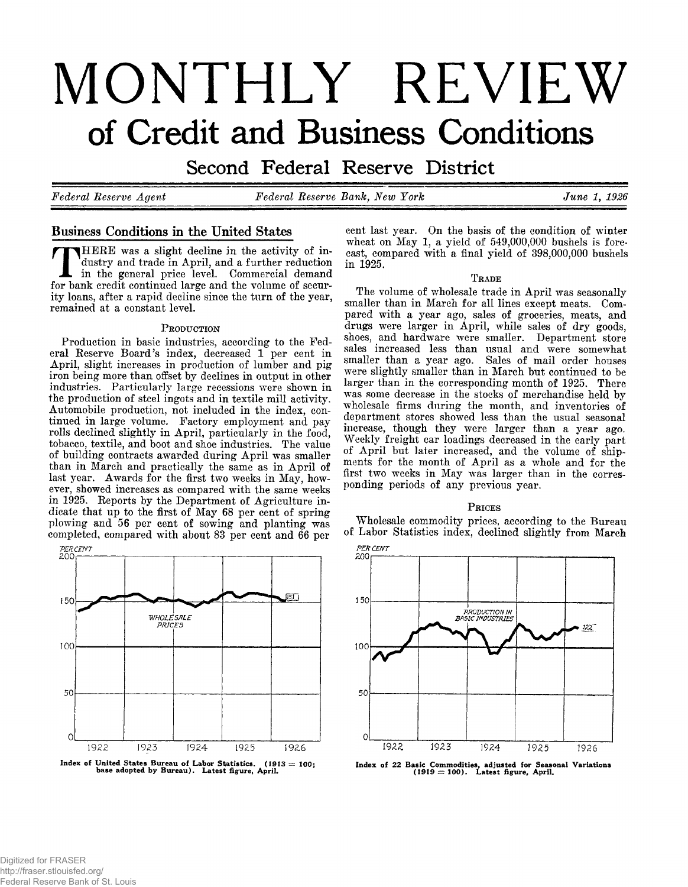# MONTHLY REVIEW

## of Credit and Business Conditions

### Second Federal Reserve District

*Federal Reserve Agent* — *Federal Reserve Bank, New York* — *June 1, 1926*

## Business Conditions in the United States

THERE was a slight decline in the activity of industry and trade in April, and a further reduction in the general price level. Commercial demand for bank credit continued large and the volume of security loans, after a rapid decline since the turn of the year, remained at a constant level.

### Production

Production in basic industries, according to the Federal Reserve Board's index, decreased 1 per cent in April, slight increases in production of lumber and pig iron being more than offset by declines in output in other industries. Particularly large recessions were shown in the production of steel ingots and in textile mill activity. Automobile production, not included in the index, continued in large volume. Factory employment and pay rolls declined slightly in April, particularly in the food, tobacco, textile, and boot and shoe industries. The value of building contracts awarded during April was smaller than in March and practically the same as in April of last year. Awards for the first two weeks in May, however, showed increases as compared with the same weeks in 1925. Reports by the Department of Agriculture indicate that up to the first of May 68 per cent of spring plowing and 56 per cent of sowing and planting was completed, compared with about 83 per cent and 66 per cent last year. On the basis of the condition of winter wheat on May 1, a yield of 549,000,000 bushels is forecast, compared with a final yield of 398,000,000 bushels in 1925.

### Trade

The volume of wholesale trade in April was seasonally smaller than in March for all lines except meats. Compared with a year ago, sales of groceries, meats, and drugs were larger in April, while sales of dry goods, shoes, and hardware were smaller. Department store sales increased less than usual and were somewhat smaller than a year ago. Sales of mail order houses were slightly smaller than in March but continued to be larger than in the corresponding month of 1925. There was some decrease in the stocks of merchandise held by wholesale firms during the month, and inventories of department stores showed less than the usual seasonal increase, though they were larger than a year ago. Weekly freight car loadings decreased in the early part of April but later increased, and the volume of shipments for the month of April as a whole and for the first two weeks in May was larger than in the corresponding periods of any previous year.

### Prices

Wholesale commodity prices, according to the Bureau of Labor Statistics index, declined slightly from March

Index of United States Bureau of Labor Statistics. (1913 = 100; base adopted by Bureau). Latest figure, April.

Index of 22 Basic Commodities, adjusted for Seasonal Variations (1919 = 100). Latest figure, April.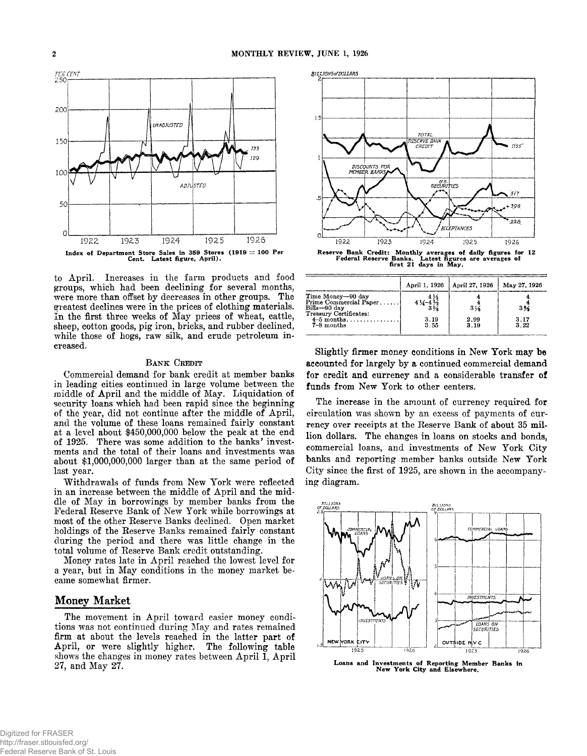Index of Department Store Sales in 359 Stores (1919 = 100 Per Cent. Latest figure, April).

to April. Increases in the farm products and food groups, which had been declining for several months, were more than offset by decreases in other groups. The greatest declines were in the prices of clothing materials. In the first three weeks of May prices of wheat, cattle, sheep, cotton goods, pig iron, bricks, and rubber declined, while those of hogs, raw silk, and crude petroleum increased.

### Bank Credit

Commercial demand for bank credit at member banks in leading cities continued in large volume between the middle of April and the middle of May. Liquidation of security loans which had been rapid since the beginning of the year, did not continue after the middle of April, and the volume of these loans remained fairly constant at a level about $450,000,000 below the peak at the end of 1925. There was some addition to the banks' investments and the total of their loans and investments was about $1,000,000,000 larger than at the same period of last year.

Withdrawals of funds from New York were reflected in an increase between the middle of April and the middle of May in borrowings by member banks from the Federal Reserve Bank of New York while borrowings at most of the other Reserve Banks declined. Open market holdings of the Reserve Banks remained fairly constant during the period and there was little change in the total volume of Reserve Bank credit outstanding.

Money rates late in April reached the lowest level for a year, but in May conditions in the money market became somewhat firmer.

## Money Market

The movement in April toward easier money conditions was not continued during May and rates remained firm at about the levels reached in the latter part of April, or were slightly higher. The following table shows the changes in money rates between April 1, April 27, and May 27.

Reserve Bank Credit: Monthly averages of daily figures for 12 Federal Reserve Banks. Latest figures are averages of first 21 days in May.

| | April 1, 1926 | April 27, 1926 | May 27, 1926 |
|---|---|---|---|
| Time Money—90 day | 4½ | 4 | 4 |
| Prime Commercial Paper | 4¼–4½ | 4 | 4 |
| Bills—90 day | 3⅝ | 3⅛ | 3⅜ |
| Treasury Certificates: | | | |
| 4–5 months | 3.19 | 2.99 | 3.17 |
| 7–8 months | 3.55 | 3.19 | 3.22 |

Slightly firmer money conditions in New York may be accounted for largely by a continued commercial demand for credit and currency and a considerable transfer of funds from New York to other centers.

The increase in the amount of currency required for circulation was shown by an excess of payments of currency over receipts at the Reserve Bank of about 35 million dollars. The changes in loans on stocks and bonds, commercial loans, and investments of New York City banks and reporting member banks outside New York City since the first of 1925, are shown in the accompanying diagram.

Loans and Investments of Reporting Member Banks in New York City and Elsewhere.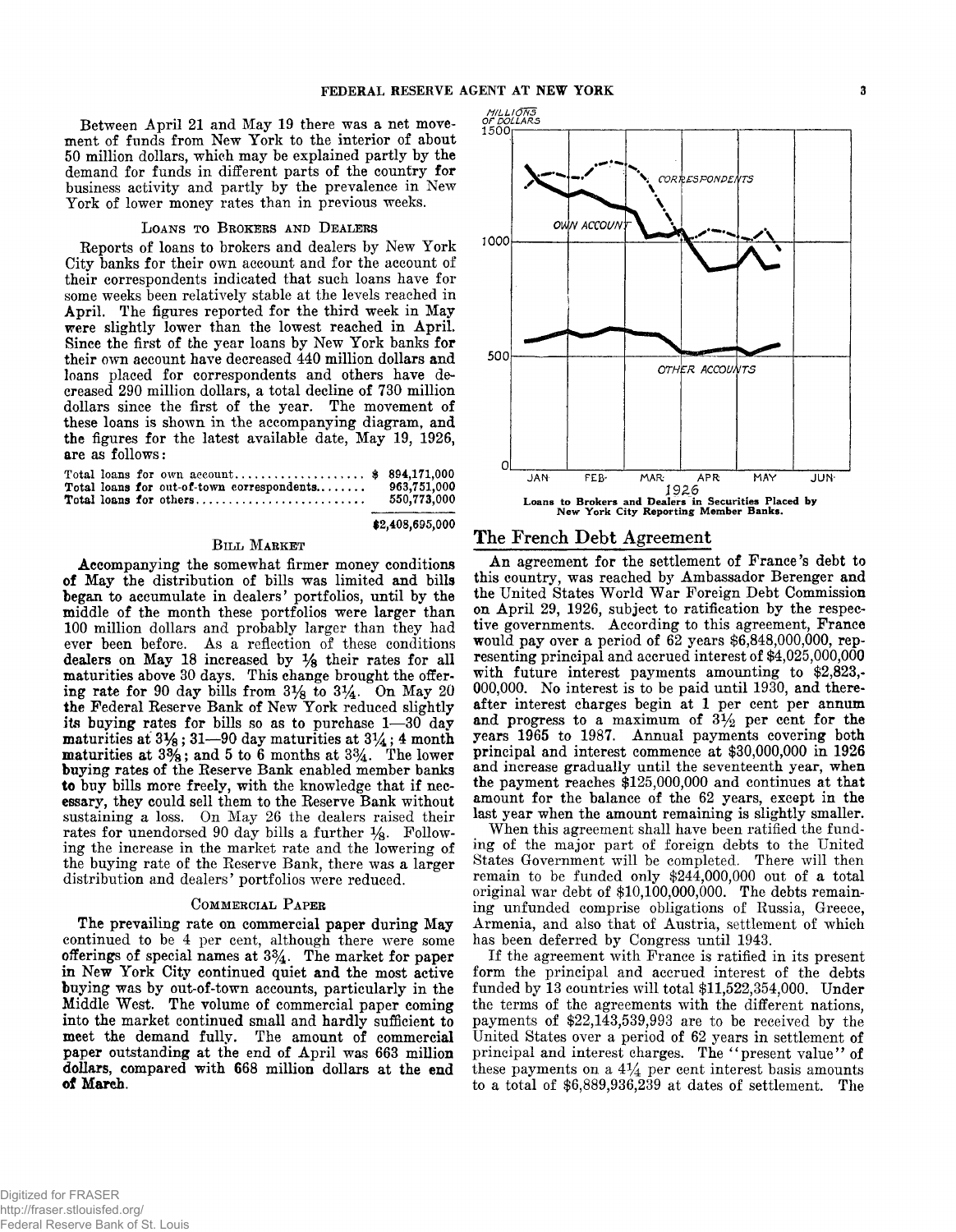Between April 21 and May 19 there was a net movement of funds from New York to the interior of about 50 million dollars, which may be explained partly by the demand for funds in different parts of the country for business activity and partly by the prevalence in New York of lower money rates than in previous weeks.

### Loans to Brokers and Dealers

Reports of loans to brokers and dealers by New York City banks for their own account and for the account of their correspondents indicated that such loans have for some weeks been relatively stable at the levels reached in April. The figures reported for the third week in May were slightly lower than the lowest reached in April. Since the first of the year loans by New York banks for their own account have decreased 440 million dollars and loans placed for correspondents and others have decreased 290 million dollars, a total decline of 730 million dollars since the first of the year. The movement of these loans is shown in the accompanying diagram, and the figures for the latest available date, May 19, 1926, are as follows:

| | |
|---|---|
| Total loans for own account | $ 894,171,000 |
| Total loans for out-of-town correspondents | 963,751,000 |
| Total loans for others | 550,773,000 |
| | $2,408,695,000 |

### Bill Market

Accompanying the somewhat firmer money conditions of May the distribution of bills was limited and bills began to accumulate in dealers' portfolios, until by the middle of the month these portfolios were larger than 100 million dollars and probably larger than they had ever been before. As a reflection of these conditions dealers on May 18 increased by 1/8 their rates for all maturities above 30 days. This change brought the offering rate for 90 day bills from 3 1/8 to 3 1/4. On May 20 the Federal Reserve Bank of New York reduced slightly its buying rates for bills so as to purchase 1—30 day maturities at 3 1/8; 31—90 day maturities at 3 1/4; 4 month maturities at 3 3/8; and 5 to 6 months at 3 3/4. The lower buying rates of the Reserve Bank enabled member banks to buy bills more freely, with the knowledge that if necessary, they could sell them to the Reserve Bank without sustaining a loss. On May 26 the dealers raised their rates for unendorsed 90 day bills a further 1/8. Following the increase in the market rate and the lowering of the buying rate of the Reserve Bank, there was a larger distribution and dealers' portfolios were reduced.

### Commercial Paper

The prevailing rate on commercial paper during May continued to be 4 per cent, although there were some offerings of special names at 3 3/4. The market for paper in New York City continued quiet and the most active buying was by out-of-town accounts, particularly in the Middle West. The volume of commercial paper coming into the market continued small and hardly sufficient to meet the demand fully. The amount of commercial paper outstanding at the end of April was 663 million dollars, compared with 668 million dollars at the end of March.

**Loans to Brokers and Dealers in Securities Placed by New York City Reporting Member Banks.**

## The French Debt Agreement

An agreement for the settlement of France's debt to this country, was reached by Ambassador Berenger and the United States World War Foreign Debt Commission on April 29, 1926, subject to ratification by the respective governments. According to this agreement, France would pay over a period of 62 years $6,848,000,000, representing principal and accrued interest of $4,025,000,000 with future interest payments amounting to $2,823,000,000. No interest is to be paid until 1930, and thereafter interest charges begin at 1 per cent per annum and progress to a maximum of 3 1/2 per cent for the years 1965 to 1987. Annual payments covering both principal and interest commence at $30,000,000 in 1926 and increase gradually until the seventeenth year, when the payment reaches $125,000,000 and continues at that amount for the balance of the 62 years, except in the last year when the amount remaining is slightly smaller.

When this agreement shall have been ratified the funding of the major part of foreign debts to the United States Government will be completed. There will then remain to be funded only $244,000,000 out of a total original war debt of $10,100,000,000. The debts remaining unfunded comprise obligations of Russia, Greece, Armenia, and also that of Austria, settlement of which has been deferred by Congress until 1943.

If the agreement with France is ratified in its present form the principal and accrued interest of the debts funded by 13 countries will total $11,522,354,000. Under the terms of the agreements with the different nations, payments of $22,143,539,993 are to be received by the United States over a period of 62 years in settlement of principal and interest charges. The "present value" of these payments on a 4 1/4 per cent interest basis amounts to a total of $6,889,936,239 at dates of settlement. The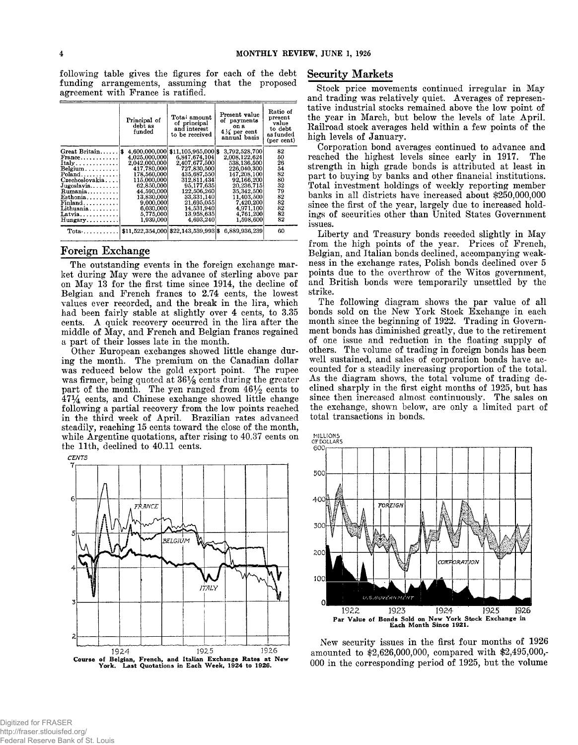following table gives the figures for each of the debt funding arrangements, assuming that the proposed agreement with France is ratified.

| | Principal of debt as funded | Total amount of principal and interest to be received | Present value of payments on a 4¼ per cent annual basis | Ratio of present value to debt as funded (per cent) |
|---|---|---|---|---|
| Great Britain | $ 4,600,000,000 | $11,105,965,000 | $ 3,792,528,700 | 82 |
| France | 4,025,000,000 | 6,847,674,104 | 2,008,122,624 | 50 |
| Italy | 2,042,000,000 | 2,407,677,500 | 538,136,500 | 26 |
| Belgium | 417,780,000 | 727,830,500 | 226,040,300 | 54 |
| Poland | 178,560,000 | 435,687,550 | 147,208,100 | 82 |
| Czechoslovakia | 115,000,000 | 312,811,434 | 92,166,200 | 80 |
| Jugoslavia | 62,850,000 | 95,177,635 | 20,236,715 | 32 |
| Rumania | 44,590,000 | 122,506,260 | 35,342,500 | 79 |
| Esthonia | 13,830,000 | 33,331,140 | 11,403,500 | 82 |
| Finland | 9,000,000 | 21,695,055 | 7,420,200 | 82 |
| Lithuania | 6,030,000 | 14,531,940 | 4,971,100 | 82 |
| Latvia | 5,775,000 | 13,958,635 | 4,761,200 | 82 |
| Hungary | 1,939,000 | 4,693,240 | 1,598,600 | 82 |
| Total | $11,522,354,000 | $22,143,539,993 | $ 6,889,936,239 | 60 |

## Foreign Exchange

The outstanding events in the foreign exchange market during May were the advance of sterling above par on May 13 for the first time since 1914, the decline of Belgian and French francs to 2.74 cents, the lowest values ever recorded, and the break in the lira, which had been fairly stable at slightly over 4 cents, to 3.35 cents. A quick recovery occurred in the lira after the middle of May, and French and Belgian francs regained a part of their losses late in the month.

Other European exchanges showed little change during the month. The premium on the Canadian dollar was reduced below the gold export point. The rupee was firmer, being quoted at 36⅛ cents during the greater part of the month. The yen ranged from 46½ cents to 47¼ cents, and Chinese exchange showed little change following a partial recovery from the low points reached in the third week of April. Brazilian rates advanced steadily, reaching 15 cents toward the close of the month, while Argentine quotations, after rising to 40.37 cents on the 11th, declined to 40.11 cents.

**Course of Belgian, French, and Italian Exchange Rates at New York. Last Quotations in Each Week, 1924 to 1926.**

## Security Markets

Stock price movements continued irregular in May and trading was relatively quiet. Averages of representative industrial stocks remained above the low point of the year in March, but below the levels of late April. Railroad stock averages held within a few points of the high levels of January.

Corporation bond averages continued to advance and reached the highest levels since early in 1917. The strength in high grade bonds is attributed at least in part to buying by banks and other financial institutions. Total investment holdings of weekly reporting member banks in all districts have increased about $250,000,000 since the first of the year, largely due to increased holdings of securities other than United States Government issues.

Liberty and Treasury bonds receded slightly in May from the high points of the year. Prices of French, Belgian, and Italian bonds declined, accompanying weakness in the exchange rates, Polish bonds declined over 5 points due to the overthrow of the Witos government, and British bonds were temporarily unsettled by the strike.

The following diagram shows the par value of all bonds sold on the New York Stock Exchange in each month since the beginning of 1922. Trading in Government bonds has diminished greatly, due to the retirement of one issue and reduction in the floating supply of others. The volume of trading in foreign bonds has been well sustained, and sales of corporation bonds have accounted for a steadily increasing proportion of the total. As the diagram shows, the total volume of trading declined sharply in the first eight months of 1925, but has since then increased almost continuously. The sales on the exchange, shown below, are only a limited part of total transactions in bonds.

**Par Value of Bonds Sold on New York Stock Exchange in Each Month Since 1921.**

New security issues in the first four months of 1926 amounted to $2,626,000,000, compared with $2,495,000,000 in the corresponding period of 1925, but the volume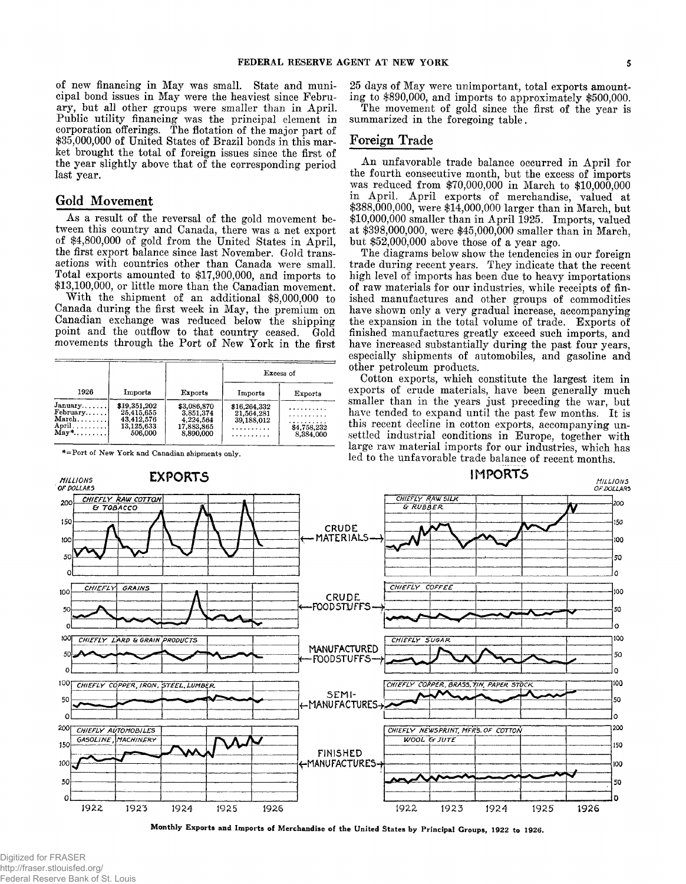of new financing in May was small. State and municipal bond issues in May were the heaviest since February, but all other groups were smaller than in April. Public utility financing was the principal element in corporation offerings. The flotation of the major part of $35,000,000 of United States of Brazil bonds in this market brought the total of foreign issues since the first of the year slightly above that of the corresponding period last year.

## Gold Movement

As a result of the reversal of the gold movement between this country and Canada, there was a net export of $4,800,000 of gold from the United States in April, the first export balance since last November. Gold transactions with countries other than Canada were small. Total exports amounted to $17,900,000, and imports to $13,100,000, or little more than the Canadian movement.

With the shipment of an additional $8,000,000 to Canada during the first week in May, the premium on Canadian exchange was reduced below the shipping point and the outflow to that country ceased. Gold movements through the Port of New York in the first 25 days of May were unimportant, total exports amounting to $890,000, and imports to approximately $500,000.

The movement of gold since the first of the year is summarized in the foregoing table.

| 1926 | Imports | Exports | Excess of | |
|---|---|---|---|---|
| | | | Imports | Exports |
| January | $19,351,202 | $3,086,870 | $16,264,332 | .......... |
| February | 25,415,655 | 3,851,374 | 21,564,281 | .......... |
| March | 43,412,576 | 4,224,564 | 39,188,012 | .......... |
| April | 13,125,633 | 17,883,865 | .......... | $4,758,232 |
| May* | 506,000 | 8,890,000 | .......... | 8,384,000 |

*=Port of New York and Canadian shipments only.

## Foreign Trade

An unfavorable trade balance occurred in April for the fourth consecutive month, but the excess of imports was reduced from $70,000,000 in March to $10,000,000 in April. April exports of merchandise, valued at $388,000,000, were $14,000,000 larger than in March, but $10,000,000 smaller than in April 1925. Imports, valued at $398,000,000, were $45,000,000 smaller than in March, but $52,000,000 above those of a year ago.

The diagrams below show the tendencies in our foreign trade during recent years. They indicate that the recent high level of imports has been due to heavy importations of raw materials for our industries, while receipts of finished manufactures and other groups of commodities have shown only a very gradual increase, accompanying the expansion in the total volume of trade. Exports of finished manufactures greatly exceed such imports, and have increased substantially during the past four years, especially shipments of automobiles, and gasoline and other petroleum products.

Cotton exports, which constitute the largest item in exports of crude materials, have been generally much smaller than in the years just preceding the war, but have tended to expand until the past few months. It is this recent decline in cotton exports, accompanying unsettled industrial conditions in Europe, together with large raw material imports for our industries, which has led to the unfavorable trade balance of recent months.

**Monthly Exports and Imports of Merchandise of the United States by Principal Groups, 1922 to 1926.**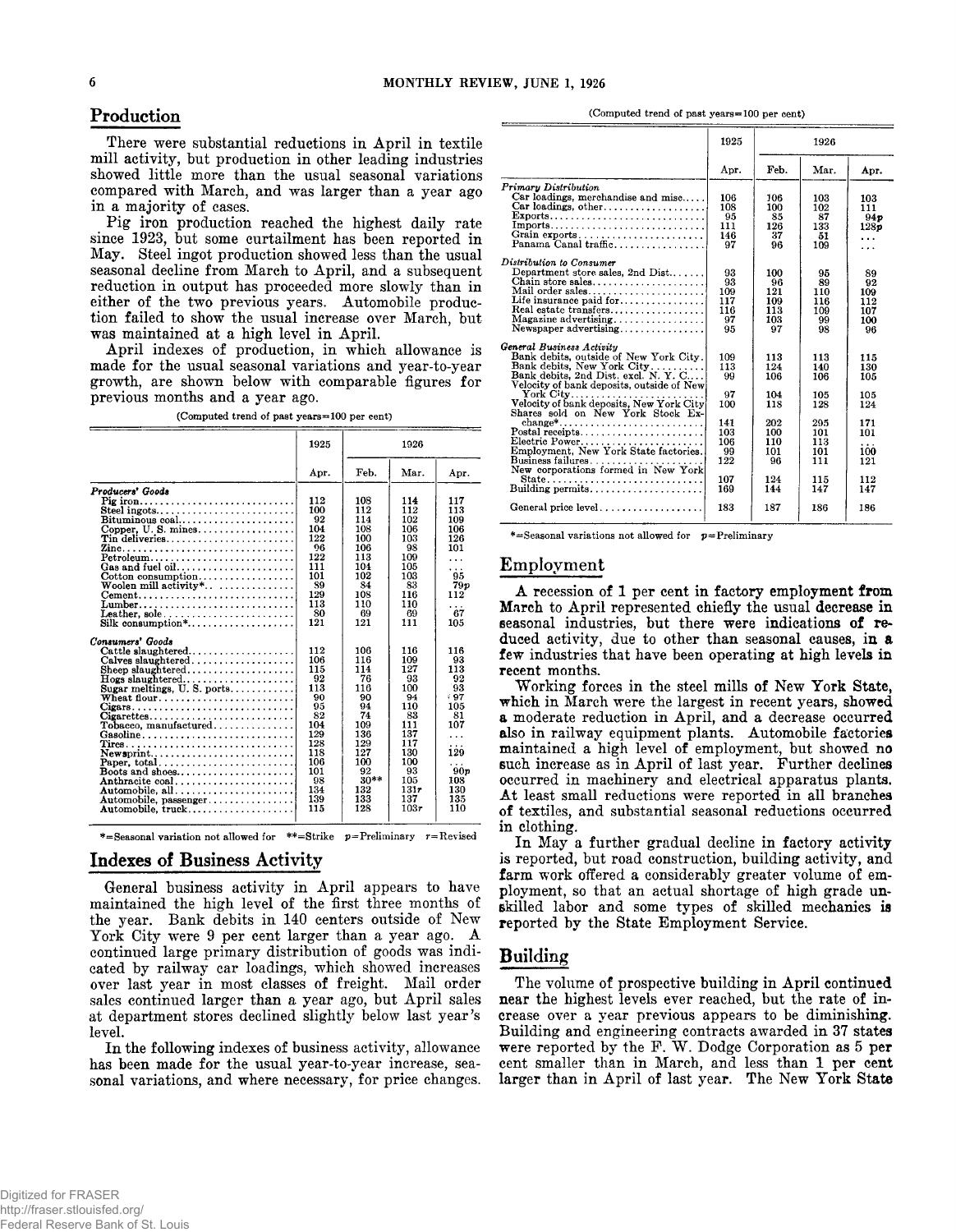## Production

There were substantial reductions in April in textile mill activity, but production in other leading industries showed little more than the usual seasonal variations compared with March, and was larger than a year ago in a majority of cases.

Pig iron production reached the highest daily rate since 1923, but some curtailment has been reported in May. Steel ingot production showed less than the usual seasonal decline from March to April, and a subsequent reduction in output has proceeded more slowly than in either of the two previous years. Automobile production failed to show the usual increase over March, but was maintained at a high level in April.

April indexes of production, in which allowance is made for the usual seasonal variations and year-to-year growth, are shown below with comparable figures for previous months and a year ago.

(Computed trend of past years=100 per cent)

| | 1925 | 1926 | | |
|---|---|---|---|---|
| | Apr. | Feb. | Mar. | Apr. |
| *Producers' Goods* | | | | |
| Pig iron | 112 | 108 | 114 | 117 |
| Steel ingots | 100 | 112 | 112 | 113 |
| Bituminous coal | 92 | 114 | 102 | 109 |
| Copper, U. S. mines | 104 | 108 | 106 | 106 |
| Tin deliveries | 122 | 100 | 103 | 126 |
| Zinc | 96 | 106 | 98 | 101 |
| Petroleum | 122 | 113 | 109 | ... |
| Gas and fuel oil | 111 | 104 | 105 | ... |
| Cotton consumption | 101 | 102 | 103 | 95 |
| Woolen mill activity* | 89 | 84 | 83 | 79p |
| Cement | 129 | 108 | 116 | 112 |
| Lumber | 113 | 110 | 110 | ... |
| Leather, sole | 80 | 69 | 69 | 67 |
| Silk consumption* | 121 | 121 | 111 | 105 |
| *Consumers' Goods* | | | | |
| Cattle slaughtered | 112 | 106 | 116 | 116 |
| Calves slaughtered | 106 | 116 | 109 | 93 |
| Sheep slaughtered | 115 | 114 | 127 | 113 |
| Hogs slaughtered | 92 | 76 | 93 | 92 |
| Sugar meltings, U. S. ports | 113 | 116 | 100 | 93 |
| Wheat flour | 90 | 90 | 94 | 97 |
| Cigars | 95 | 94 | 110 | 105 |
| Cigarettes | 82 | 74 | 83 | 81 |
| Tobacco, manufactured | 104 | 109 | 111 | 107 |
| Gasoline | 129 | 136 | 137 | ... |
| Tires | 128 | 129 | 117 | ... |
| Newsprint | 118 | 127 | 130 | 120 |
| Paper, total | 106 | 100 | 100 | ... |
| Boots and shoes | 101 | 92 | 93 | 90p |
| Anthracite coal | 98 | 30** | 105 | 108 |
| Automobile, all | 134 | 132 | 131r | 130 |
| Automobile, passenger | 139 | 133 | 137 | 135 |
| Automobile, truck | 115 | 128 | 103r | 110 |

*=Seasonal variation not allowed for **=Strike p=Preliminary r=Revised

## Indexes of Business Activity

General business activity in April appears to have maintained the high level of the first three months of the year. Bank debits in 140 centers outside of New York City were 9 per cent larger than a year ago. A continued large primary distribution of goods was indicated by railway car loadings, which showed increases over last year in most classes of freight. Mail order sales continued larger than a year ago, but April sales at department stores declined slightly below last year's level.

In the following indexes of business activity, allowance has been made for the usual year-to-year increase, seasonal variations, and where necessary, for price changes.

(Computed trend of past years=100 per cent)

| | 1925 | 1926 | | |
|---|---|---|---|---|
| | Apr. | Feb. | Mar. | Apr. |
| *Primary Distribution* | | | | |
| Car loadings, merchandise and misc. | 106 | 106 | 103 | 103 |
| Car loadings, other | 108 | 100 | 102 | 111 |
| Exports | 95 | 85 | 87 | 94p |
| Imports | 111 | 126 | 133 | 128p |
| Grain exports | 146 | 37 | 51 | ... |
| Panama Canal traffic | 97 | 96 | 109 | ... |
| *Distribution to Consumer* | | | | |
| Department store sales, 2nd Dist. | 93 | 100 | 95 | 89 |
| Chain store sales | 93 | 96 | 89 | 92 |
| Mail order sales | 109 | 121 | 110 | 109 |
| Life insurance paid for | 117 | 109 | 116 | 112 |
| Real estate transfers | 116 | 113 | 109 | 107 |
| Magazine advertising | 97 | 103 | 99 | 100 |
| Newspaper advertising | 95 | 97 | 98 | 96 |
| *General Business Activity* | | | | |
| Bank debits, outside of New York City | 109 | 113 | 113 | 115 |
| Bank debits, New York City | 113 | 124 | 140 | 130 |
| Bank debits, 2nd Dist. excl. N. Y. C. | 99 | 106 | 106 | 105 |
| Velocity of bank deposits, outside of New York City | 97 | 104 | 105 | 105 |
| Velocity of bank deposits, New York City | 100 | 118 | 128 | 124 |
| Shares sold on New York Stock Exchange* | 141 | 202 | 295 | 171 |
| Postal receipts | 103 | 100 | 101 | 101 |
| Electric Power | 106 | 110 | 113 | ... |
| Employment, New York State factories | 99 | 101 | 101 | 100 |
| Business failures | 122 | 96 | 111 | 121 |
| New corporations formed in New York State | 107 | 124 | 115 | 112 |
| Building permits | 169 | 144 | 147 | 147 |
| General price level | 183 | 187 | 186 | 186 |

*=Seasonal variations not allowed for p=Preliminary

## Employment

A recession of 1 per cent in factory employment from March to April represented chiefly the usual decrease in seasonal industries, but there were indications of reduced activity, due to other than seasonal causes, in a few industries that have been operating at high levels in recent months.

Working forces in the steel mills of New York State, which in March were the largest in recent years, showed a moderate reduction in April, and a decrease occurred also in railway equipment plants. Automobile factories maintained a high level of employment, but showed no such increase as in April of last year. Further declines occurred in machinery and electrical apparatus plants. At least small reductions were reported in all branches of textiles, and substantial seasonal reductions occurred in clothing.

In May a further gradual decline in factory activity is reported, but road construction, building activity, and farm work offered a considerably greater volume of employment, so that an actual shortage of high grade unskilled labor and some types of skilled mechanics is reported by the State Employment Service.

## Building

The volume of prospective building in April continued near the highest levels ever reached, but the rate of increase over a year previous appears to be diminishing. Building and engineering contracts awarded in 37 states were reported by the F. W. Dodge Corporation as 5 per cent smaller than in March, and less than 1 per cent larger than in April of last year. The New York State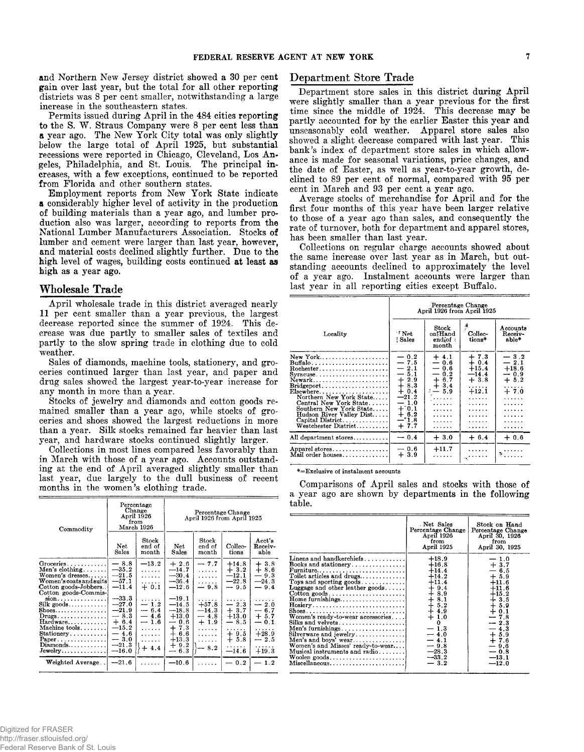and Northern New Jersey district showed a 30 per cent gain over last year, but the total for all other reporting districts was 8 per cent smaller, notwithstanding a large increase in the southeastern states.

Permits issued during April in the 484 cities reporting to the S. W. Straus Company were 8 per cent less than a year ago. The New York City total was only slightly below the large total of April 1925, but substantial recessions were reported in Chicago, Cleveland, Los Angeles, Philadelphia, and St. Louis. The principal increases, with a few exceptions, continued to be reported from Florida and other southern states.

Employment reports from New York State indicate a considerably higher level of activity in the production of building materials than a year ago, and lumber production also was larger, according to reports from the National Lumber Manufacturers Association. Stocks of lumber and cement were larger than last year, however, and material costs declined slightly further. Due to the high level of wages, building costs continued at least as high as a year ago.

## Wholesale Trade

April wholesale trade in this district averaged nearly 11 per cent smaller than a year previous, the largest decrease reported since the summer of 1924. This decrease was due partly to smaller sales of textiles and partly to the slow spring trade in clothing due to cold weather.

Sales of diamonds, machine tools, stationery, and groceries continued larger than last year, and paper and drug sales showed the largest year-to-year increase for any month in more than a year.

Stocks of jewelry and diamonds and cotton goods remained smaller than a year ago, while stocks of groceries and shoes showed the largest reductions in more than a year. Silk stocks remained far heavier than last year, and hardware stocks continued slightly larger.

Collections in most lines compared less favorably than in March with those of a year ago. Accounts outstanding at the end of April averaged slightly smaller than last year, due largely to the dull business of recent months in the women's clothing trade.

| Commodity | Percentage Change April 1926 from March 1926 | | Percentage Change April 1926 from April 1925 | | | |
|---|---|---|---|---|---|---|
| | Net Sales | Stock end of month | Net Sales | Stock end of month | Collections | Acct's Receivable |
| Groceries | −8.8 | −13.2 | +2.6 | −7.7 | +14.8 | +3.8 |
| Men's clothing | −35.2 | ...... | −14.7 | ...... | +3.2 | +8.6 |
| Women's dresses | −21.5 | ...... | −30.4 | ...... | −12.1 | −9.3 |
| Women's coats and suits | −57.1 | ...... | −36.4 | ...... | −22.8 | −24.3 |
| Cotton goods-Jobbers | −11.4 | +0.1 | −12.6 | −9.8 | −9.5 | −9.4 |
| Cotton goods-Commission | −33.3 | ...... | −19.1 | ...... | ...... | ...... |
| Silk goods | −27.0 | −1.2 | −14.5 | +57.8 | −2.3 | −2.0 |
| Shoes | −21.9 | −6.4 | −18.8 | −14.3 | +3.7 | −6.7 |
| Drugs | −8.3 | −4.6 | +13.0 | −4.8 | +13.0 | +5.7 |
| Hardware | +6.4 | −1.6 | −0.6 | +1.9 | −8.5 | −0.1 |
| Machine tools | −15.2 | ...... | +7.3 | ...... | ...... | ...... |
| Stationery | −4.6 | ...... | +6.6 | ...... | +9.5 | +28.9 |
| Paper | −3.0 | ...... | +13.3 | ...... | +5.8 | −2.5 |
| Diamonds | −21.3 | +4.4 | +9.2 | −8.2 | ...... | ...... |
| Jewelry | −16.0 | | −6.3 | | −14.6 | +19.3 |
| Weighted Average | −21.6 | ...... | −10.6 | ...... | −0.2 | −1.2 |

## Department Store Trade

Department store sales in this district during April were slightly smaller than a year previous for the first time since the middle of 1924. This decrease may be partly accounted for by the earlier Easter this year and unseasonably cold weather. Apparel store sales also showed a slight decrease compared with last year. This bank's index of department store sales in which allowance is made for seasonal variations, price changes, and the date of Easter, as well as year-to-year growth, declined to 89 per cent of normal, compared with 95 per cent in March and 93 per cent a year ago.

Average stocks of merchandise for April and for the first four months of this year have been larger relative to those of a year ago than sales, and consequently the rate of turnover, both for department and apparel stores, has been smaller than last year.

Collections on regular charge accounts showed about the same increase over last year as in March, but outstanding accounts declined to approximately the level of a year ago. Instalment accounts were larger than last year in all reporting cities except Buffalo.

| Locality | Percentage Change April 1926 from April 1925 | | | |
|---|---|---|---|---|
| | Net Sales | Stock on Hand end of month | Collections* | Accounts Receivable* |
| New York | −0.2 | +4.1 | +7.3 | −3.2 |
| Buffalo | −7.5 | −0.6 | +0.4 | −2.1 |
| Rochester | −2.1 | −0.6 | +15.4 | +18.6 |
| Syracuse | −5.1 | −0.2 | −14.4 | −0.9 |
| Newark | +2.9 | +6.7 | +3.8 | +5.2 |
| Bridgeport | +8.3 | +3.4 | ...... | ...... |
| Elsewhere | +0.4 | −5.9 | +12.1 | +7.0 |
| Northern New York State | −21.2 | ...... | ...... | ...... |
| Central New York State | −1.0 | ...... | ...... | ...... |
| Southern New York State | +0.1 | ...... | ...... | ...... |
| Hudson River Valley Dist. | +6.2 | ...... | ...... | ...... |
| Capital District | −1.8 | ...... | ...... | ...... |
| Westchester District | +7.7 | ...... | ...... | ...... |
| All department stores | −0.4 | +3.0 | +6.4 | +0.6 |
| Apparel stores | −0.6 | +11.7 | ...... | ...... |
| Mail order houses | +3.9 | ...... | ...... | ...... |

*=Exclusive of instalment accounts

Comparisons of April sales and stocks with those of a year ago are shown by departments in the following table.

| | Net Sales Percentage Change April 1926 from April 1925 | Stock on Hand Percentage Change April 30, 1926 from April 30, 1925 |
|---|---|---|
| Linens and handkerchiefs | +18.9 | −1.0 |
| Books and stationery | +16.8 | +3.7 |
| Furniture | +14.4 | −6.5 |
| Toilet articles and drugs | +14.2 | +5.9 |
| Toys and sporting goods | +11.4 | +11.6 |
| Luggage and other leather goods | +9.4 | +11.6 |
| Cotton goods | +8.9 | +15.2 |
| Home furnishings | +8.1 | +3.5 |
| Hosiery | +5.2 | +5.9 |
| Shoes | +4.9 | +0.1 |
| Women's ready-to-wear accessories | +1.0 | −7.8 |
| Silks and velvets | 0 | −2.3 |
| Men's furnishings | −1.3 | −4.3 |
| Silverware and jewelry | −4.0 | +5.9 |
| Men's and boys' wear | −4.1 | +7.6 |
| Women's and Misses' ready-to-wear | −9.8 | −9.6 |
| Musical instruments and radio | −28.3 | −0.8 |
| Woolen goods | −33.2 | −13.1 |
| Miscellaneous | −3.2 | −12.0 |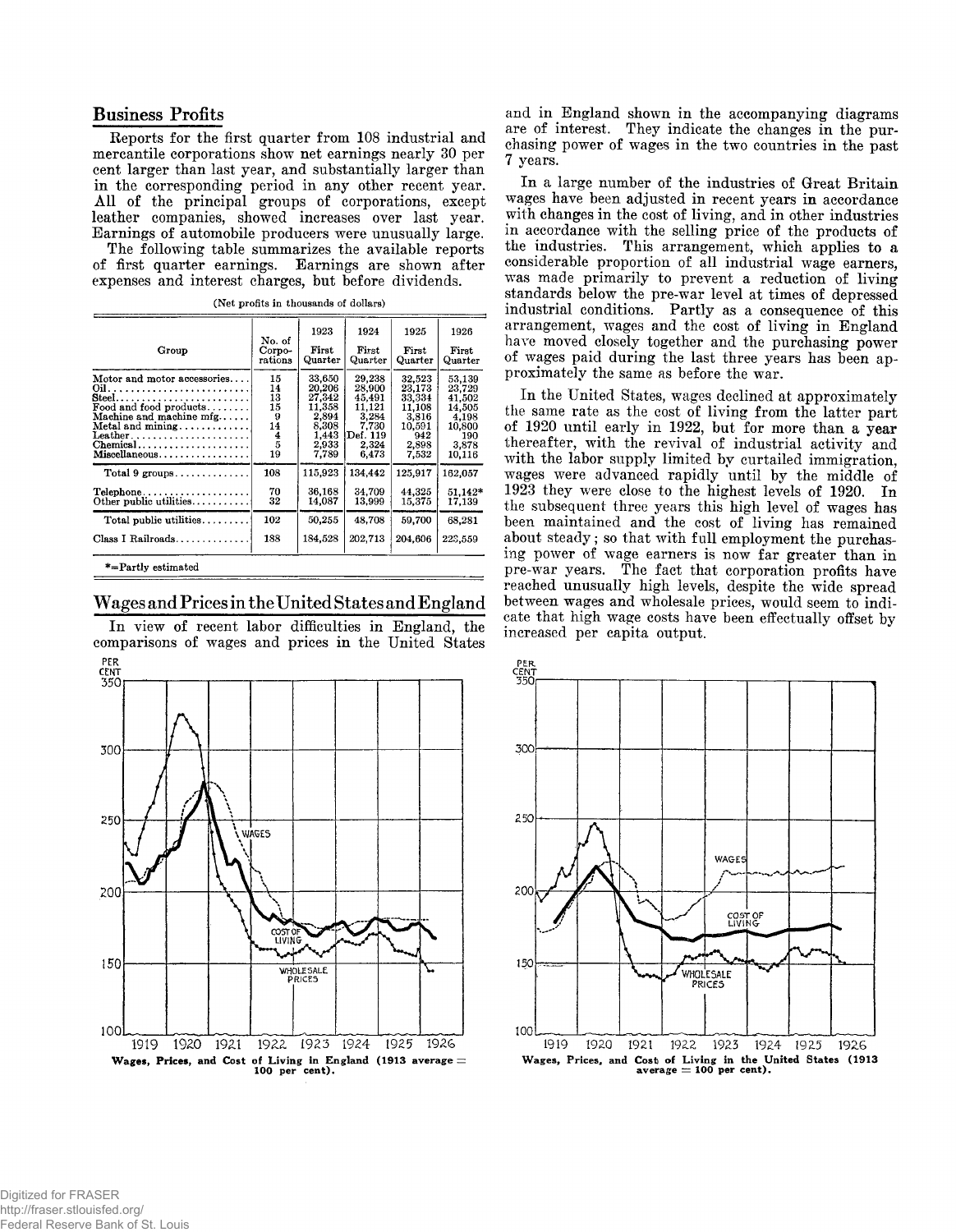## Business Profits

Reports for the first quarter from 108 industrial and mercantile corporations show net earnings nearly 30 per cent larger than last year, and substantially larger than in the corresponding period in any other recent year. All of the principal groups of corporations, except leather companies, showed increases over last year. Earnings of automobile producers were unusually large.

The following table summarizes the available reports of first quarter earnings. Earnings are shown after expenses and interest charges, but before dividends.

(Net profits in thousands of dollars)

| Group | No. of Corporations | 1923 First Quarter | 1924 First Quarter | 1925 First Quarter | 1926 First Quarter |
|---|---|---|---|---|---|
| Motor and motor accessories | 15 | 33,650 | 29,238 | 32,523 | 53,139 |
| Oil | 14 | 20,206 | 28,900 | 23,173 | 23,729 |
| Steel | 13 | 27,342 | 45,491 | 33,334 | 41,502 |
| Food and food products | 15 | 11,358 | 11,121 | 11,108 | 14,505 |
| Machine and machine mfg | 9 | 2,894 | 3,284 | 3,816 | 4,198 |
| Metal and mining | 14 | 8,308 | 7,730 | 10,591 | 10,800 |
| Leather | 4 | 1,443 | Def. 119 | 942 | 190 |
| Chemical | 5 | 2,933 | 2,324 | 2,898 | 3,878 |
| Miscellaneous | 19 | 7,789 | 6,473 | 7,532 | 10,116 |
| Total 9 groups | 108 | 115,923 | 134,442 | 125,917 | 162,057 |
| Telephone | 70 | 36,168 | 34,709 | 44,325 | 51,142* |
| Other public utilities | 32 | 14,087 | 13,999 | 15,375 | 17,139 |
| Total public utilities | 102 | 50,255 | 48,708 | 59,700 | 68,281 |
| Class I Railroads | 188 | 184,528 | 202,713 | 204,606 | 223,559 |

*=Partly estimated

## Wages and Prices in the United States and England

In view of recent labor difficulties in England, the comparisons of wages and prices in the United States and in England shown in the accompanying diagrams are of interest. They indicate the changes in the purchasing power of wages in the two countries in the past 7 years.

In a large number of the industries of Great Britain wages have been adjusted in recent years in accordance with changes in the cost of living, and in other industries in accordance with the selling price of the products of the industries. This arrangement, which applies to a considerable proportion of all industrial wage earners, was made primarily to prevent a reduction of living standards below the pre-war level at times of depressed industrial conditions. Partly as a consequence of this arrangement, wages and the cost of living in England have moved closely together and the purchasing power of wages paid during the last three years has been approximately the same as before the war.

In the United States, wages declined at approximately the same rate as the cost of living from the latter part of 1920 until early in 1922, but for more than a year thereafter, with the revival of industrial activity and with the labor supply limited by curtailed immigration, wages were advanced rapidly until by the middle of 1923 they were close to the highest levels of 1920. In the subsequent three years this high level of wages has been maintained and the cost of living has remained about steady; so that with full employment the purchasing power of wage earners is now far greater than in pre-war years. The fact that corporation profits have reached unusually high levels, despite the wide spread between wages and wholesale prices, would seem to indicate that high wage costs have been effectually offset by increased per capita output.

PER CENT
350
300
250
200
150
100
WAGES
COST OF LIVING
WHOLESALE PRICES
1919 1920 1921 1922 1923 1924 1925 1926

**Wages, Prices, and Cost of Living in England (1913 average = 100 per cent).**

PER CENT
350
300
250
200
150
100
WAGES
COST OF LIVING
WHOLESALE PRICES
1919 1920 1921 1922 1923 1924 1925 1926

**Wages, Prices, and Cost of Living in the United States (1913 average = 100 per cent).**